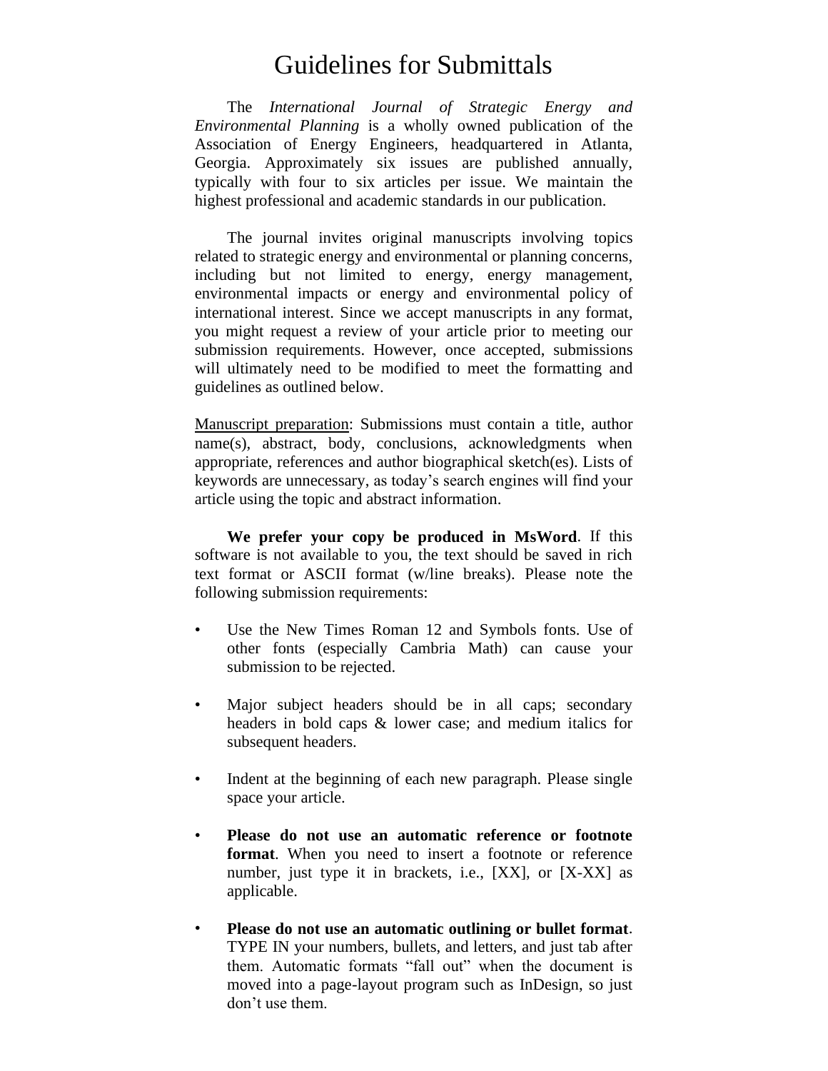# Guidelines for Submittals

The *International Journal of Strategic Energy and Environmental Planning* is a wholly owned publication of the Association of Energy Engineers, headquartered in Atlanta, Georgia. Approximately six issues are published annually, typically with four to six articles per issue. We maintain the highest professional and academic standards in our publication.

The journal invites original manuscripts involving topics related to strategic energy and environmental or planning concerns, including but not limited to energy, energy management, environmental impacts or energy and environmental policy of international interest. Since we accept manuscripts in any format, you might request a review of your article prior to meeting our submission requirements. However, once accepted, submissions will ultimately need to be modified to meet the formatting and guidelines as outlined below.

<u>Manuscript preparation</u>: Submissions must contain a title, author name(s), abstract, body, conclusions, acknowledgments when appropriate, references and author biographical sketch(es). Lists of keywords are unnecessary, as today's search engines will find your article using the topic and abstract information.

**We prefer your copy be produced in MsWord**. If this software is not available to you, the text should be saved in rich text format or ASCII format (w/line breaks). Please note the following submission requirements:

- Use the New Times Roman 12 and Symbols fonts. Use of other fonts (especially Cambria Math) can cause your submission to be rejected.
- Major subject headers should be in all caps; secondary headers in bold caps & lower case; and medium italics for subsequent headers.
- Indent at the beginning of each new paragraph. Please single space your article.
- **Please do not use an automatic reference or footnote format**. When you need to insert a footnote or reference number, just type it in brackets, i.e., [XX], or [X-XX] as applicable.
- **Please do not use an automatic outlining or bullet format**. TYPE IN your numbers, bullets, and letters, and just tab after them. Automatic formats "fall out" when the document is moved into a page-layout program such as InDesign, so just don't use them.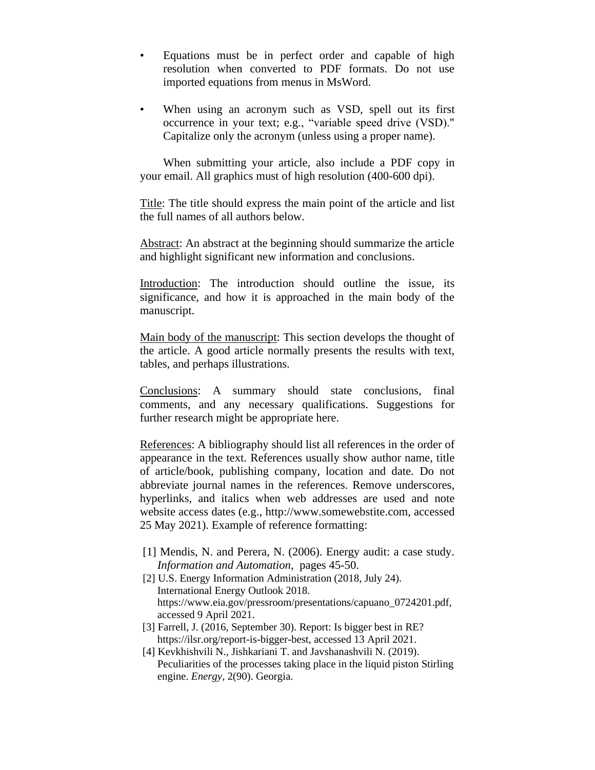- Equations must be in perfect order and capable of high resolution when converted to PDF formats. Do not use imported equations from menus in MsWord.

- When using an acronym such as VSD, spell out its first occurrence in your text; e.g., "variable speed drive (VSD)." Capitalize only the acronym (unless using a proper name).

When submitting your article, also include a PDF copy in your email. All graphics must of high resolution (400-600 dpi).

<u>Title</u>: The title should express the main point of the article and list the full names of all authors below.

<u>Abstract</u>: An abstract at the beginning should summarize the article and highlight significant new information and conclusions.

<u>Introduction</u>: The introduction should outline the issue, its significance, and how it is approached in the main body of the manuscript.

<u>Main body of the manuscript</u>: This section develops the thought of the article. A good article normally presents the results with text, tables, and perhaps illustrations.

<u>Conclusions</u>: A summary should state conclusions, final comments, and any necessary qualifications. Suggestions for further research might be appropriate here.

<u>References</u>: A bibliography should list all references in the order of appearance in the text. References usually show author name, title of article/book, publishing company, location and date. Do not abbreviate journal names in the references. Remove underscores, hyperlinks, and italics when web addresses are used and note website access dates (e.g., http://www.somewebstite.com, accessed 25 May 2021). Example of reference formatting:

[1] Mendis, N. and Perera, N. (2006). Energy audit: a case study. *Information and Automation*, pages 45-50.

[2] U.S. Energy Information Administration (2018, July 24). International Energy Outlook 2018. https://www.eia.gov/pressroom/presentations/capuano_0724201.pdf, accessed 9 April 2021.

[3] Farrell, J. (2016, September 30). Report: Is bigger best in RE? https://ilsr.org/report-is-bigger-best, accessed 13 April 2021.

[4] Kevkhishvili N., Jishkariani T. and Javshanashvili N. (2019). Peculiarities of the processes taking place in the liquid piston Stirling engine. *Energy*, 2(90). Georgia.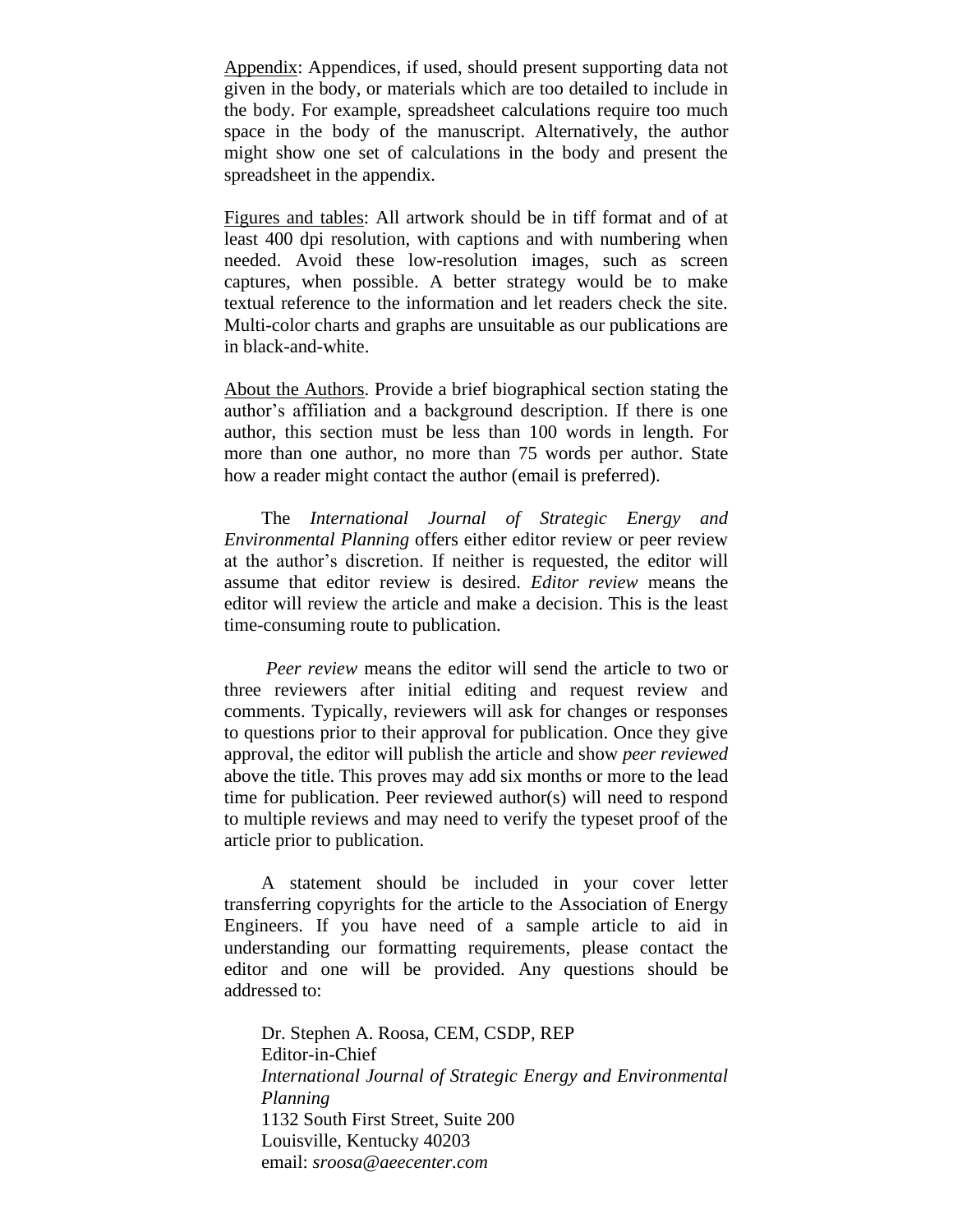Appendix: Appendices, if used, should present supporting data not given in the body, or materials which are too detailed to include in the body. For example, spreadsheet calculations require too much space in the body of the manuscript. Alternatively, the author might show one set of calculations in the body and present the spreadsheet in the appendix.

Figures and tables: All artwork should be in tiff format and of at least 400 dpi resolution, with captions and with numbering when needed. Avoid these low-resolution images, such as screen captures, when possible. A better strategy would be to make textual reference to the information and let readers check the site. Multi-color charts and graphs are unsuitable as our publications are in black-and-white.

About the Authors. Provide a brief biographical section stating the author's affiliation and a background description. If there is one author, this section must be less than 100 words in length. For more than one author, no more than 75 words per author. State how a reader might contact the author (email is preferred).

The *International Journal of Strategic Energy and Environmental Planning* offers either editor review or peer review at the author's discretion. If neither is requested, the editor will assume that editor review is desired. *Editor review* means the editor will review the article and make a decision. This is the least time-consuming route to publication.

*Peer review* means the editor will send the article to two or three reviewers after initial editing and request review and comments. Typically, reviewers will ask for changes or responses to questions prior to their approval for publication. Once they give approval, the editor will publish the article and show *peer reviewed* above the title. This proves may add six months or more to the lead time for publication. Peer reviewed author(s) will need to respond to multiple reviews and may need to verify the typeset proof of the article prior to publication.

A statement should be included in your cover letter transferring copyrights for the article to the Association of Energy Engineers. If you have need of a sample article to aid in understanding our formatting requirements, please contact the editor and one will be provided. Any questions should be addressed to:

Dr. Stephen A. Roosa, CEM, CSDP, REP
Editor-in-Chief
*International Journal of Strategic Energy and Environmental Planning*
1132 South First Street, Suite 200
Louisville, Kentucky 40203
email: *sroosa@aeecenter.com*